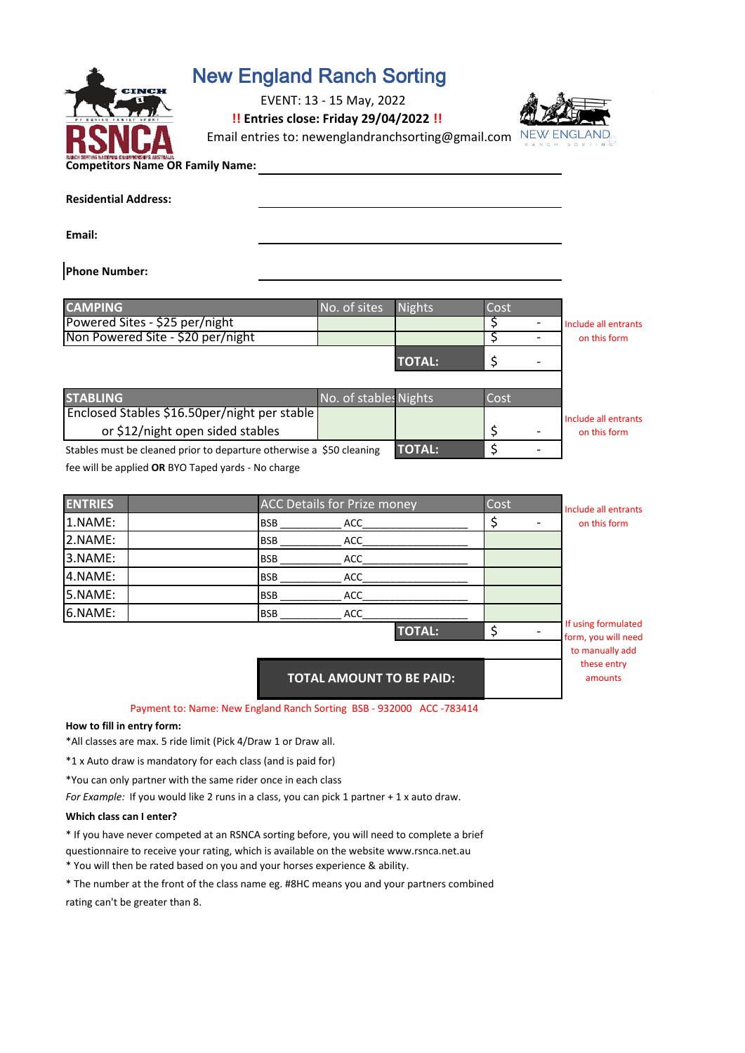# New England Ranch Sorting

EVENT: 13 - 15 May, 2022

**!! Entries close: Friday 29/04/2022 !!**

Email entries to: newenglandranchsorting@gmail.com

**Competitors Name OR Family Name:** ______________________________

**Residential Address:** ______________________________

**Email:** ______________________________

**Phone Number:** ______________________________

| CAMPING | No. of sites | Nights | Cost |
|---|---|---|---|
| Powered Sites - $25 per/night | | | $ - |
| Non Powered Site - $20 per/night | | | $ - |
| | | TOTAL: | $ - |

Include all entrants on this form

| STABLING | No. of stables | Nights | Cost |
|---|---|---|---|
| Enclosed Stables $16.50per/night per stable or $12/night open sided stables | | | $ - |
| | | TOTAL: | $ - |

Include all entrants on this form

Stables must be cleaned prior to departure otherwise a $50 cleaning fee will be applied **OR** BYO Taped yards - No charge

| ENTRIES | | ACC Details for Prize money | Cost |
|---|---|---|---|
| 1.NAME: | | BSB __________ ACC________________ | $ - |
| 2.NAME: | | BSB __________ ACC________________ | |
| 3.NAME: | | BSB __________ ACC________________ | |
| 4.NAME: | | BSB __________ ACC________________ | |
| 5.NAME: | | BSB __________ ACC________________ | |
| 6.NAME: | | BSB __________ ACC________________ | |
| | | TOTAL: | $ - |

Include all entrants on this form

If using formulated form, you will need to manually add these entry amounts

| TOTAL AMOUNT TO BE PAID: | |
|---|---|

Payment to: Name: New England Ranch Sorting BSB - 932000 ACC -783414

**How to fill in entry form:**

*All classes are max. 5 ride limit (Pick 4/Draw 1 or Draw all.

*1 x Auto draw is mandatory for each class (and is paid for)

*You can only partner with the same rider once in each class

*For Example:* If you would like 2 runs in a class, you can pick 1 partner + 1 x auto draw.

**Which class can I enter?**

* If you have never competed at an RSNCA sorting before, you will need to complete a brief questionnaire to receive your rating, which is available on the website www.rsnca.net.au

* You will then be rated based on you and your horses experience & ability.

* The number at the front of the class name eg. #8HC means you and your partners combined rating can't be greater than 8.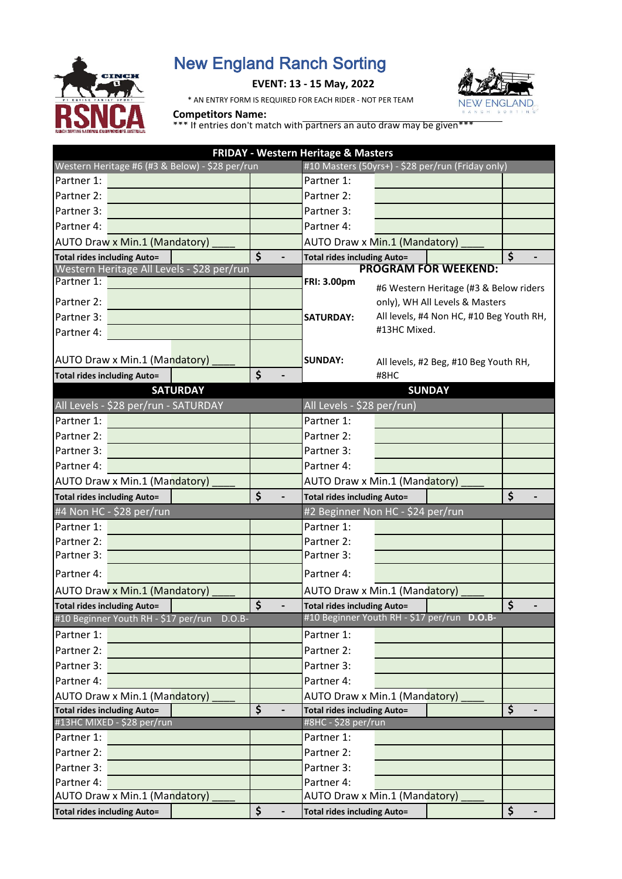# New England Ranch Sorting

**EVENT: 13 - 15 May, 2022**

* AN ENTRY FORM IS REQUIRED FOR EACH RIDER - NOT PER TEAM

**Competitors Name:**

*** If entries don't match with partners an auto draw may be given***

## FRIDAY - Western Heritage & Masters

| Western Heritage #6 (#3 & Below) - $28 per/run | | | #10 Masters (50yrs+) - $28 per/run (Friday only) | | |
|---|---|---|---|---|---|
| Partner 1: | | | Partner 1: | | |
| Partner 2: | | | Partner 2: | | |
| Partner 3: | | | Partner 3: | | |
| Partner 4: | | | Partner 4: | | |
| AUTO Draw x Min.1 (Mandatory) ____ | | | AUTO Draw x Min.1 (Mandatory) ____ | | |
| **Total rides including Auto=** | | $ - | **Total rides including Auto=** | | $ - |

| Western Heritage All Levels - $28 per/run | | |
|---|---|---|
| Partner 1: | | |
| Partner 2: | | |
| Partner 3: | | |
| Partner 4: | | |
| AUTO Draw x Min.1 (Mandatory) ____ | | |
| **Total rides including Auto=** | | $ - |

**PROGRAM FOR WEEKEND:**

| | |
|---|---|
| **FRI: 3.00pm** | #6 Western Heritage (#3 & Below riders only), WH All Levels & Masters |
| **SATURDAY:** | All levels, #4 Non HC, #10 Beg Youth RH, #13HC Mixed. |
| **SUNDAY:** | All levels, #2 Beg, #10 Beg Youth RH, #8HC |

## SATURDAY / SUNDAY

| **SATURDAY** | | | **SUNDAY** | | |
|---|---|---|---|---|---|
| All Levels - $28 per/run - SATURDAY | | | All Levels - $28 per/run) | | |
| Partner 1: | | | Partner 1: | | |
| Partner 2: | | | Partner 2: | | |
| Partner 3: | | | Partner 3: | | |
| Partner 4: | | | Partner 4: | | |
| AUTO Draw x Min.1 (Mandatory) ____ | | | AUTO Draw x Min.1 (Mandatory) ____ | | |
| **Total rides including Auto=** | | $ - | **Total rides including Auto=** | | $ - |
| #4 Non HC - $28 per/run | | | #2 Beginner Non HC - $24 per/run | | |
| Partner 1: | | | Partner 1: | | |
| Partner 2: | | | Partner 2: | | |
| Partner 3: | | | Partner 3: | | |
| Partner 4: | | | Partner 4: | | |
| AUTO Draw x Min.1 (Mandatory) ____ | | | AUTO Draw x Min.1 (Mandatory) ____ | | |
| **Total rides including Auto=** | | $ - | **Total rides including Auto=** | | $ - |
| #10 Beginner Youth RH - $17 per/run D.O.B- | | | #10 Beginner Youth RH - $17 per/run **D.O.B-** | | |
| Partner 1: | | | Partner 1: | | |
| Partner 2: | | | Partner 2: | | |
| Partner 3: | | | Partner 3: | | |
| Partner 4: | | | Partner 4: | | |
| AUTO Draw x Min.1 (Mandatory) ____ | | | AUTO Draw x Min.1 (Mandatory) ____ | | |
| **Total rides including Auto=** | | $ - | **Total rides including Auto=** | | $ - |
| #13HC MIXED - $28 per/run | | | #8HC - $28 per/run | | |
| Partner 1: | | | Partner 1: | | |
| Partner 2: | | | Partner 2: | | |
| Partner 3: | | | Partner 3: | | |
| Partner 4: | | | Partner 4: | | |
| AUTO Draw x Min.1 (Mandatory) ____ | | | AUTO Draw x Min.1 (Mandatory) ____ | | |
| **Total rides including Auto=** | | $ - | **Total rides including Auto=** | | $ - |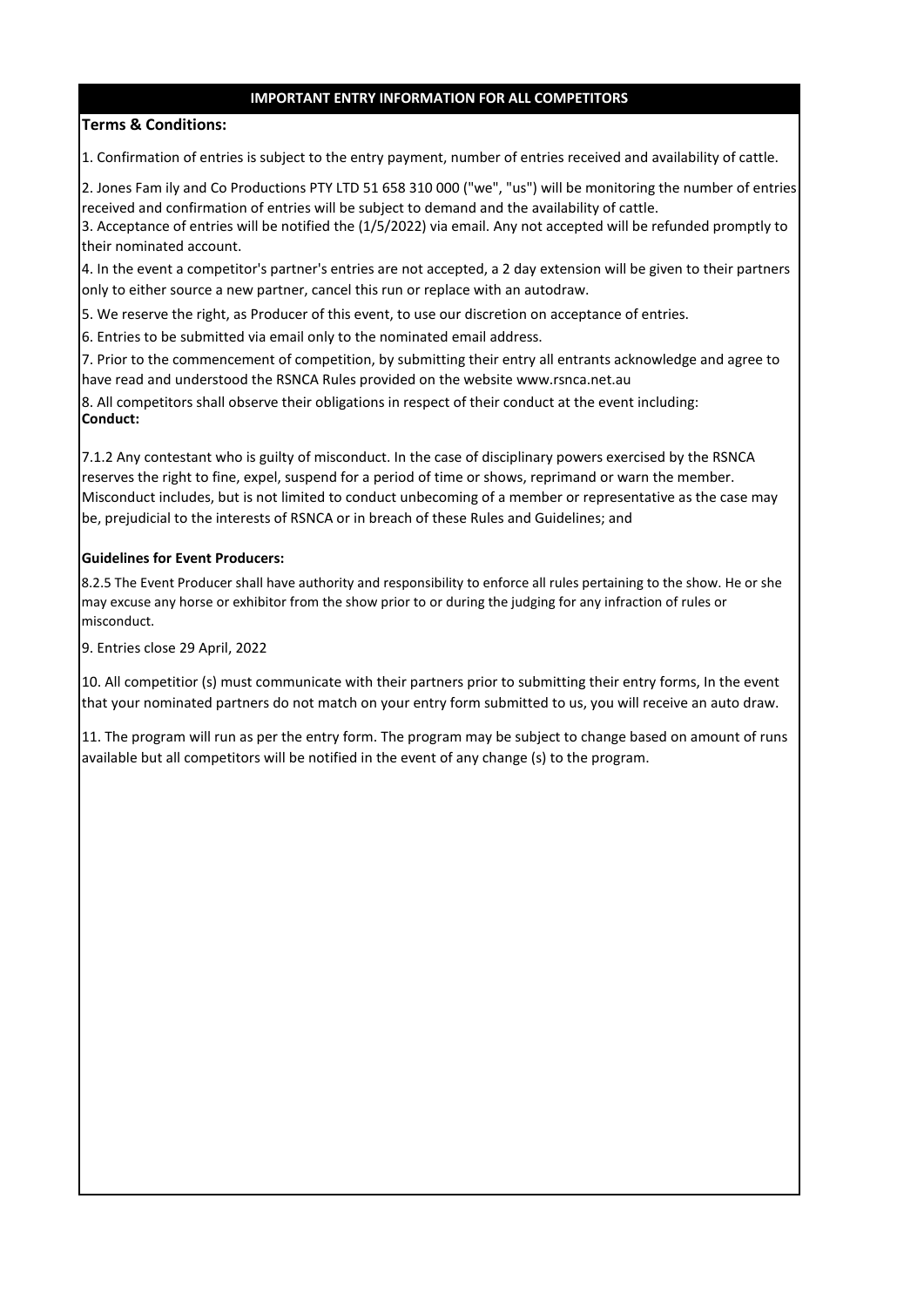## IMPORTANT ENTRY INFORMATION FOR ALL COMPETITORS

**Terms & Conditions:**

1. Confirmation of entries is subject to the entry payment, number of entries received and availability of cattle.

2. Jones Fam ily and Co Productions PTY LTD 51 658 310 000 ("we", "us") will be monitoring the number of entries received and confirmation of entries will be subject to demand and the availability of cattle.

3. Acceptance of entries will be notified the (1/5/2022) via email. Any not accepted will be refunded promptly to their nominated account.

4. In the event a competitor's partner's entries are not accepted, a 2 day extension will be given to their partners only to either source a new partner, cancel this run or replace with an autodraw.

5. We reserve the right, as Producer of this event, to use our discretion on acceptance of entries.

6. Entries to be submitted via email only to the nominated email address.

7. Prior to the commencement of competition, by submitting their entry all entrants acknowledge and agree to have read and understood the RSNCA Rules provided on the website www.rsnca.net.au

8. All competitors shall observe their obligations in respect of their conduct at the event including:

**Conduct:**

7.1.2 Any contestant who is guilty of misconduct. In the case of disciplinary powers exercised by the RSNCA reserves the right to fine, expel, suspend for a period of time or shows, reprimand or warn the member. Misconduct includes, but is not limited to conduct unbecoming of a member or representative as the case may be, prejudicial to the interests of RSNCA or in breach of these Rules and Guidelines; and

**Guidelines for Event Producers:**

8.2.5 The Event Producer shall have authority and responsibility to enforce all rules pertaining to the show. He or she may excuse any horse or exhibitor from the show prior to or during the judging for any infraction of rules or misconduct.

9. Entries close 29 April, 2022

10. All competitior (s) must communicate with their partners prior to submitting their entry forms, In the event that your nominated partners do not match on your entry form submitted to us, you will receive an auto draw.

11. The program will run as per the entry form. The program may be subject to change based on amount of runs available but all competitors will be notified in the event of any change (s) to the program.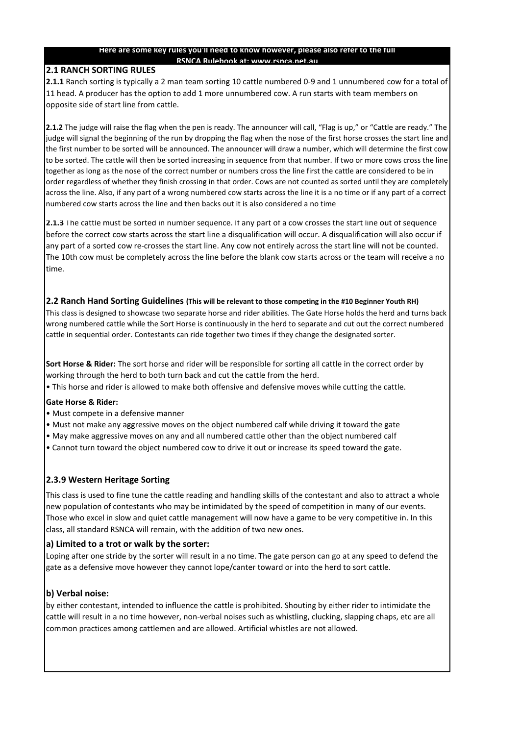**Here are some key rules you'll need to know however, please also refer to the full RSNCA Rulebook at: www.rsnca.net.au**

## 2.1 RANCH SORTING RULES

**2.1.1** Ranch sorting is typically a 2 man team sorting 10 cattle numbered 0-9 and 1 unnumbered cow for a total of 11 head. A producer has the option to add 1 more unnumbered cow. A run starts with team members on opposite side of start line from cattle.

**2.1.2** The judge will raise the flag when the pen is ready. The announcer will call, "Flag is up," or "Cattle are ready." The judge will signal the beginning of the run by dropping the flag when the nose of the first horse crosses the start line and the first number to be sorted will be announced. The announcer will draw a number, which will determine the first cow to be sorted. The cattle will then be sorted increasing in sequence from that number. If two or more cows cross the line together as long as the nose of the correct number or numbers cross the line first the cattle are considered to be in order regardless of whether they finish crossing in that order. Cows are not counted as sorted until they are completely across the line. Also, if any part of a wrong numbered cow starts across the line it is a no time or if any part of a correct numbered cow starts across the line and then backs out it is also considered a no time

**2.1.3** The cattle must be sorted in number sequence. If any part of a cow crosses the start line out of sequence before the correct cow starts across the start line a disqualification will occur. A disqualification will also occur if any part of a sorted cow re-crosses the start line. Any cow not entirely across the start line will not be counted. The 10th cow must be completely across the line before the blank cow starts across or the team will receive a no time.

## 2.2 Ranch Hand Sorting Guidelines (This will be relevant to those competing in the #10 Beginner Youth RH)

This class is designed to showcase two separate horse and rider abilities. The Gate Horse holds the herd and turns back wrong numbered cattle while the Sort Horse is continuously in the herd to separate and cut out the correct numbered cattle in sequential order. Contestants can ride together two times if they change the designated sorter.

**Sort Horse & Rider:** The sort horse and rider will be responsible for sorting all cattle in the correct order by working through the herd to both turn back and cut the cattle from the herd.

- This horse and rider is allowed to make both offensive and defensive moves while cutting the cattle.

**Gate Horse & Rider:**

- Must compete in a defensive manner
- Must not make any aggressive moves on the object numbered calf while driving it toward the gate
- May make aggressive moves on any and all numbered cattle other than the object numbered calf
- Cannot turn toward the object numbered cow to drive it out or increase its speed toward the gate.

## 2.3.9 Western Heritage Sorting

This class is used to fine tune the cattle reading and handling skills of the contestant and also to attract a whole new population of contestants who may be intimidated by the speed of competition in many of our events. Those who excel in slow and quiet cattle management will now have a game to be very competitive in. In this class, all standard RSNCA will remain, with the addition of two new ones.

### a) Limited to a trot or walk by the sorter:

Loping after one stride by the sorter will result in a no time. The gate person can go at any speed to defend the gate as a defensive move however they cannot lope/canter toward or into the herd to sort cattle.

### b) Verbal noise:

by either contestant, intended to influence the cattle is prohibited. Shouting by either rider to intimidate the cattle will result in a no time however, non-verbal noises such as whistling, clucking, slapping chaps, etc are all common practices among cattlemen and are allowed. Artificial whistles are not allowed.